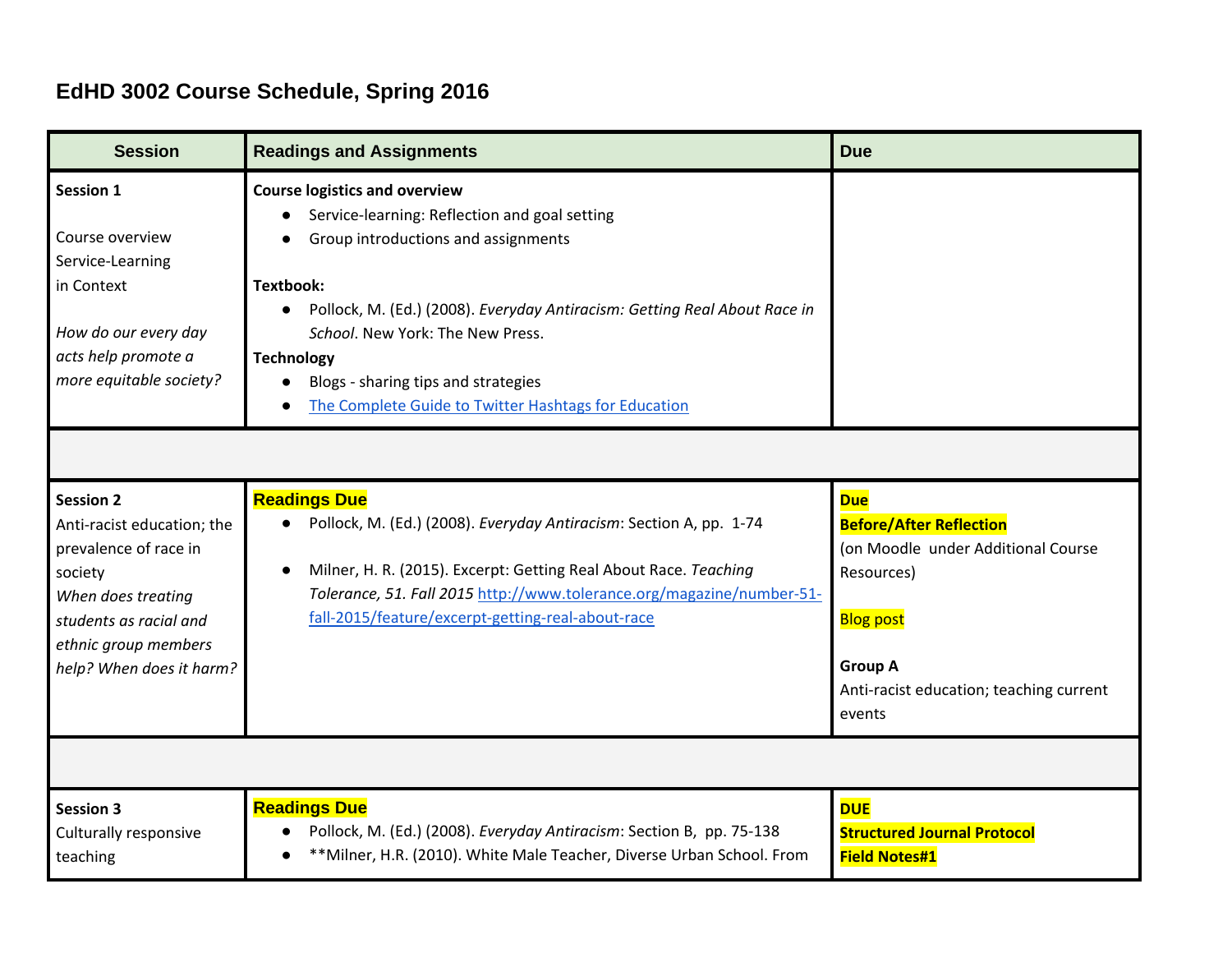# EdHD 3002 Course Schedule, Spring 2016

| Session | Readings and Assignments | Due |
|---|---|---|
| **Session 1**<br><br>Course overview<br>Service-Learning in Context<br><br>*How do our every day acts help promote a more equitable society?* | **Course logistics and overview**<br>● Service-learning: Reflection and goal setting<br>● Group introductions and assignments<br><br>**Textbook:**<br>● Pollock, M. (Ed.) (2008). *Everyday Antiracism: Getting Real About Race in School*. New York: The New Press.<br>**Technology**<br>● Blogs - sharing tips and strategies<br>● The Complete Guide to Twitter Hashtags for Education | |
| | | |
| **Session 2**<br>Anti-racist education; the prevalence of race in society<br>*When does treating students as racial and ethnic group members help? When does it harm?* | **Readings Due**<br>● Pollock, M. (Ed.) (2008). *Everyday Antiracism*: Section A, pp. 1-74<br><br>● Milner, H. R. (2015). Excerpt: Getting Real About Race. *Teaching Tolerance, 51. Fall 2015* http://www.tolerance.org/magazine/number-51-fall-2015/feature/excerpt-getting-real-about-race | **Due**<br>**Before/After Reflection**<br>(on Moodle under Additional Course Resources)<br><br>Blog post<br><br>**Group A**<br>Anti-racist education; teaching current events |
| | | |
| **Session 3**<br>Culturally responsive teaching | **Readings Due**<br>● Pollock, M. (Ed.) (2008). *Everyday Antiracism*: Section B, pp. 75-138<br>● **Milner, H.R. (2010). White Male Teacher, Diverse Urban School. From | **DUE**<br>**Structured Journal Protocol**<br>**Field Notes#1** |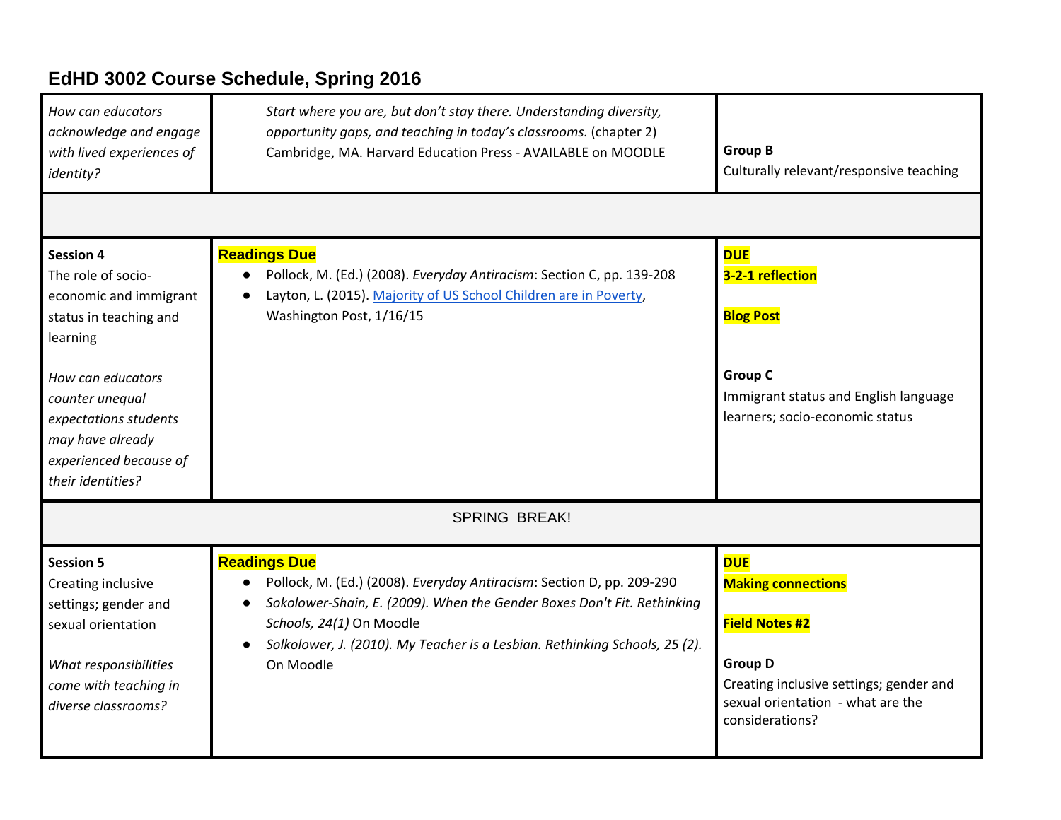## EdHD 3002 Course Schedule, Spring 2016

| | | |
|---|---|---|
| *How can educators acknowledge and engage with lived experiences of identity?* | *Start where you are, but don't stay there. Understanding diversity, opportunity gaps, and teaching in today's classrooms.* (chapter 2) Cambridge, MA. Harvard Education Press - AVAILABLE on MOODLE | **Group B**<br>Culturally relevant/responsive teaching |
| | | |
| **Session 4**<br>The role of socio-economic and immigrant status in teaching and learning<br><br>*How can educators counter unequal expectations students may have already experienced because of their identities?* | **Readings Due**<br>• Pollock, M. (Ed.) (2008). *Everyday Antiracism*: Section C, pp. 139-208<br>• Layton, L. (2015). Majority of US School Children are in Poverty, Washington Post, 1/16/15 | **DUE**<br>**3-2-1 reflection**<br><br>**Blog Post**<br><br>**Group C**<br>Immigrant status and English language learners; socio-economic status |
| SPRING BREAK! | | |
| **Session 5**<br>Creating inclusive settings; gender and sexual orientation<br><br>*What responsibilities come with teaching in diverse classrooms?* | **Readings Due**<br>• Pollock, M. (Ed.) (2008). *Everyday Antiracism*: Section D, pp. 209-290<br>• *Sokolower-Shain, E. (2009). When the Gender Boxes Don't Fit. Rethinking Schools, 24(1)* On Moodle<br>• *Solkolower, J. (2010). My Teacher is a Lesbian. Rethinking Schools, 25 (2).* On Moodle | **DUE**<br>**Making connections**<br><br>**Field Notes #2**<br><br>**Group D**<br>Creating inclusive settings; gender and sexual orientation - what are the considerations? |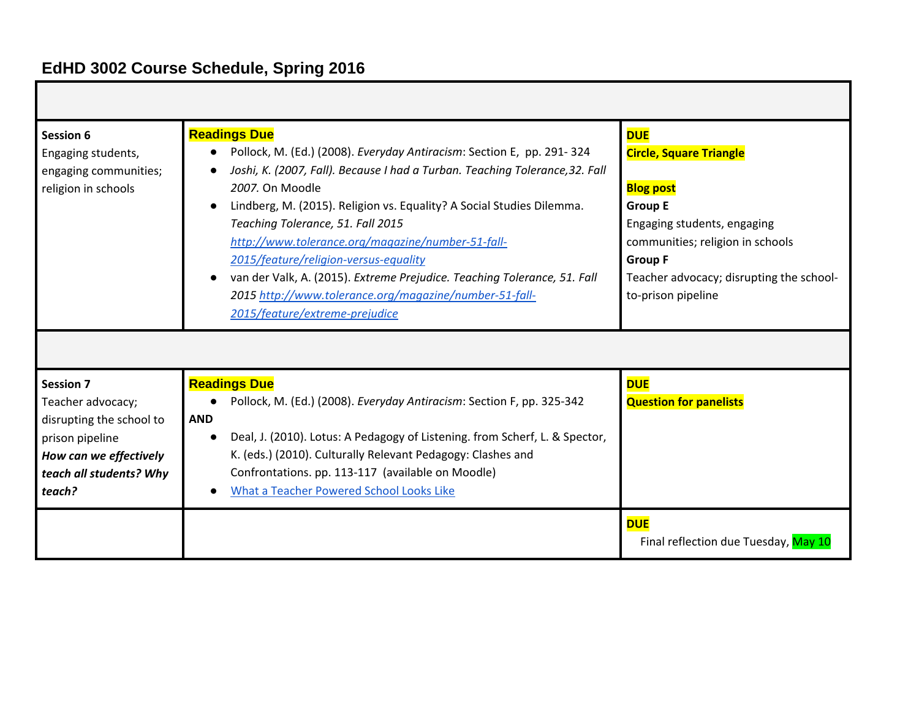## EdHD 3002 Course Schedule, Spring 2016

| | | |
|---|---|---|
| | | |
| **Session 6**<br>Engaging students, engaging communities; religion in schools | **Readings Due**<br>● Pollock, M. (Ed.) (2008). *Everyday Antiracism*: Section E, pp. 291- 324<br>● *Joshi, K. (2007, Fall). Because I had a Turban. Teaching Tolerance,32. Fall 2007.* On Moodle<br>● Lindberg, M. (2015). Religion vs. Equality? A Social Studies Dilemma. *Teaching Tolerance, 51. Fall 2015* *http://www.tolerance.org/magazine/number-51-fall-2015/feature/religion-versus-equality*<br>● van der Valk, A. (2015). *Extreme Prejudice. Teaching Tolerance, 51. Fall 2015* http://www.tolerance.org/magazine/number-51-fall-2015/feature/extreme-prejudice | **DUE**<br>**Circle, Square Triangle**<br><br>**Blog post**<br>**Group E**<br>Engaging students, engaging communities; religion in schools<br>**Group F**<br>Teacher advocacy; disrupting the school-to-prison pipeline |
| | | |
| **Session 7**<br>Teacher advocacy; disrupting the school to prison pipeline<br>***How can we effectively teach all students? Why teach?*** | **Readings Due**<br>● Pollock, M. (Ed.) (2008). *Everyday Antiracism*: Section F, pp. 325-342<br>**AND**<br>● Deal, J. (2010). Lotus: A Pedagogy of Listening. from Scherf, L. & Spector, K. (eds.) (2010). Culturally Relevant Pedagogy: Clashes and Confrontations. pp. 113-117 (available on Moodle)<br>● What a Teacher Powered School Looks Like | **DUE**<br>**Question for panelists** |
| | | **DUE**<br>Final reflection due Tuesday, May 10 |